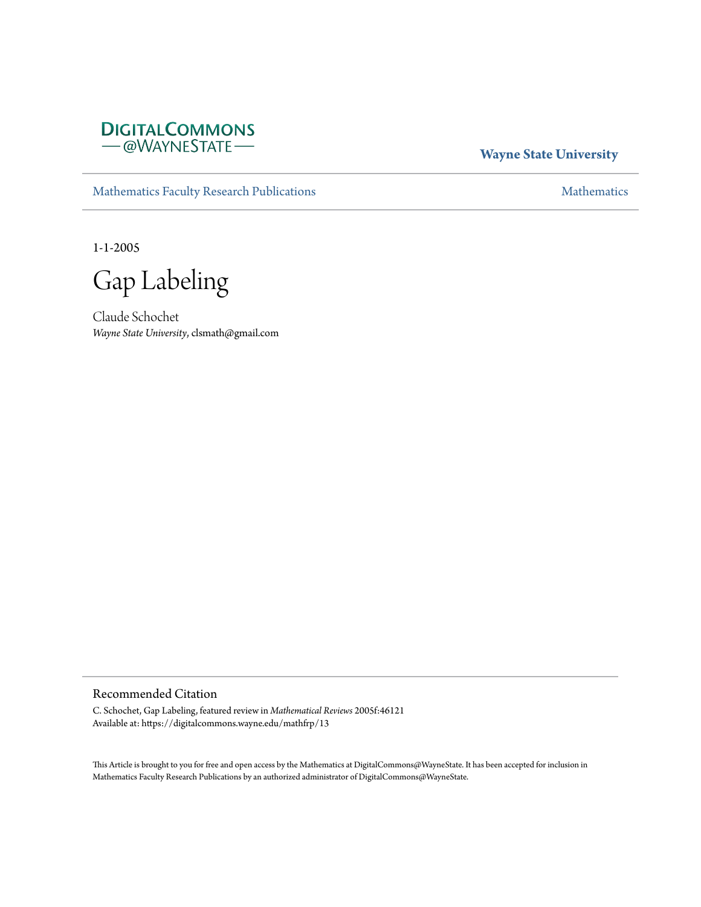DigitalCommons @WayneState

**Wayne State University**

Mathematics Faculty Research Publications

Mathematics

1-1-2005

# Gap Labeling

Claude Schochet

*Wayne State University*, clsmath@gmail.com

## Recommended Citation

C. Schochet, Gap Labeling, featured review in *Mathematical Reviews* 2005f:46121

Available at: https://digitalcommons.wayne.edu/mathfrp/13

This Article is brought to you for free and open access by the Mathematics at DigitalCommons@WayneState. It has been accepted for inclusion in Mathematics Faculty Research Publications by an authorized administrator of DigitalCommons@WayneState.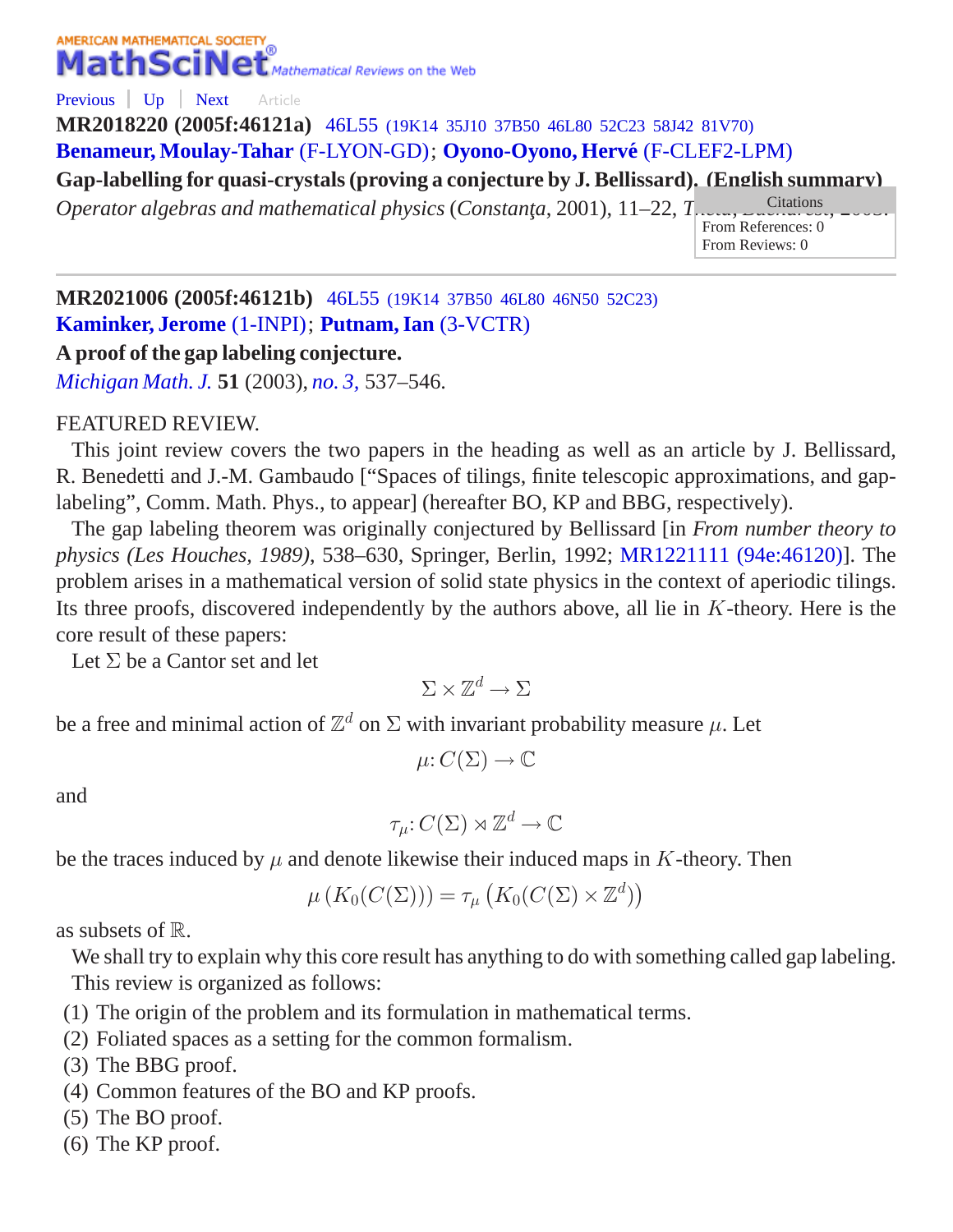Previous | Up | Next Article

**MR2018220 (2005f:46121a)** 46L55 (19K14 35J10 37B50 46L80 52C23 58J42 81V70)
**Benameur, Moulay-Tahar** (F-LYON-GD); **Oyono-Oyono, Hervé** (F-CLEF2-LPM)
**Gap-labelling for quasi-crystals (proving a conjecture by J. Bellissard). (English summary)**
*Operator algebras and mathematical physics* (*Constanţa*, 2001), 11–22, Theta, Bucharest, 2003.

Citations
From References: 0
From Reviews: 0

---

**MR2021006 (2005f:46121b)** 46L55 (19K14 37B50 46L80 46N50 52C23)
**Kaminker, Jerome** (1-INPI); **Putnam, Ian** (3-VCTR)
**A proof of the gap labeling conjecture.**
*Michigan Math. J.* **51** (2003), *no. 3,* 537–546.

FEATURED REVIEW.

This joint review covers the two papers in the heading as well as an article by J. Bellissard, R. Benedetti and J.-M. Gambaudo ["Spaces of tilings, finite telescopic approximations, and gap-labeling", Comm. Math. Phys., to appear] (hereafter BO, KP and BBG, respectively).

The gap labeling theorem was originally conjectured by Bellissard [in *From number theory to physics (Les Houches, 1989)*, 538–630, Springer, Berlin, 1992; MR1221111 (94e:46120)]. The problem arises in a mathematical version of solid state physics in the context of aperiodic tilings. Its three proofs, discovered independently by the authors above, all lie in $K$-theory. Here is the core result of these papers:

Let $\Sigma$ be a Cantor set and let

$$\Sigma \times \mathbb{Z}^d \to \Sigma$$

be a free and minimal action of $\mathbb{Z}^d$ on $\Sigma$ with invariant probability measure $\mu$. Let

$$\mu\colon C(\Sigma) \to \mathbb{C}$$

and

$$\tau_\mu\colon C(\Sigma) \rtimes \mathbb{Z}^d \to \mathbb{C}$$

be the traces induced by $\mu$ and denote likewise their induced maps in $K$-theory. Then

$$\mu\left(K_0(C(\Sigma))\right) = \tau_\mu\left(K_0(C(\Sigma) \times \mathbb{Z}^d)\right)$$

as subsets of $\mathbb{R}$.

We shall try to explain why this core result has anything to do with something called gap labeling.

This review is organized as follows:

(1) The origin of the problem and its formulation in mathematical terms.
(2) Foliated spaces as a setting for the common formalism.
(3) The BBG proof.
(4) Common features of the BO and KP proofs.
(5) The BO proof.
(6) The KP proof.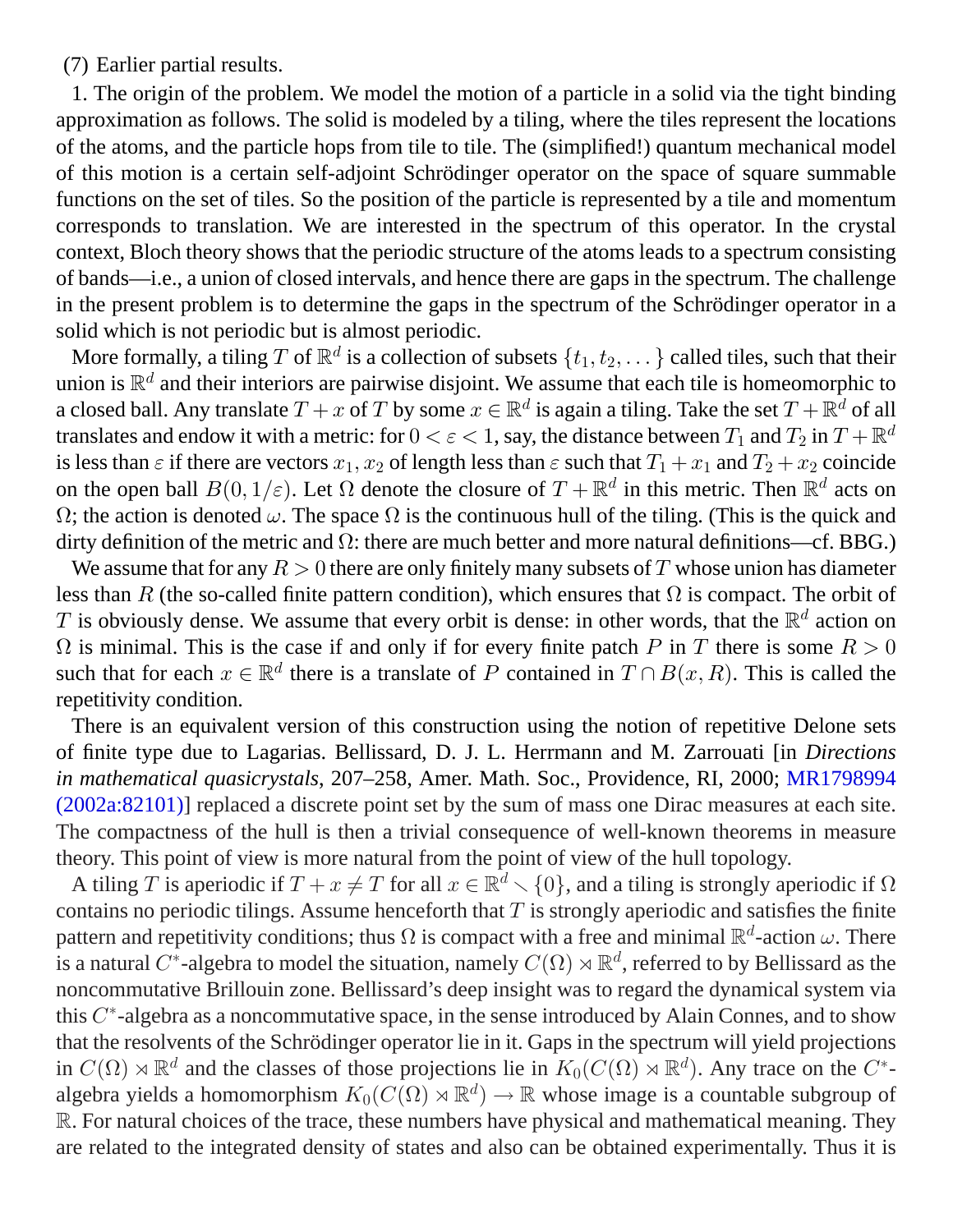(7) Earlier partial results.

1. The origin of the problem. We model the motion of a particle in a solid via the tight binding approximation as follows. The solid is modeled by a tiling, where the tiles represent the locations of the atoms, and the particle hops from tile to tile. The (simplified!) quantum mechanical model of this motion is a certain self-adjoint Schrödinger operator on the space of square summable functions on the set of tiles. So the position of the particle is represented by a tile and momentum corresponds to translation. We are interested in the spectrum of this operator. In the crystal context, Bloch theory shows that the periodic structure of the atoms leads to a spectrum consisting of bands—i.e., a union of closed intervals, and hence there are gaps in the spectrum. The challenge in the present problem is to determine the gaps in the spectrum of the Schrödinger operator in a solid which is not periodic but is almost periodic.

More formally, a tiling $T$ of $\mathbb{R}^d$ is a collection of subsets $\{t_1, t_2, \dots\}$ called tiles, such that their union is $\mathbb{R}^d$ and their interiors are pairwise disjoint. We assume that each tile is homeomorphic to a closed ball. Any translate $T + x$ of $T$ by some $x \in \mathbb{R}^d$ is again a tiling. Take the set $T + \mathbb{R}^d$ of all translates and endow it with a metric: for $0 < \varepsilon < 1$, say, the distance between $T_1$ and $T_2$ in $T + \mathbb{R}^d$ is less than $\varepsilon$ if there are vectors $x_1, x_2$ of length less than $\varepsilon$ such that $T_1 + x_1$ and $T_2 + x_2$ coincide on the open ball $B(0, 1/\varepsilon)$. Let $\Omega$ denote the closure of $T + \mathbb{R}^d$ in this metric. Then $\mathbb{R}^d$ acts on $\Omega$; the action is denoted $\omega$. The space $\Omega$ is the continuous hull of the tiling. (This is the quick and dirty definition of the metric and $\Omega$: there are much better and more natural definitions—cf. BBG.)

We assume that for any $R > 0$ there are only finitely many subsets of $T$ whose union has diameter less than $R$ (the so-called finite pattern condition), which ensures that $\Omega$ is compact. The orbit of $T$ is obviously dense. We assume that every orbit is dense: in other words, that the $\mathbb{R}^d$ action on $\Omega$ is minimal. This is the case if and only if for every finite patch $P$ in $T$ there is some $R > 0$ such that for each $x \in \mathbb{R}^d$ there is a translate of $P$ contained in $T \cap B(x, R)$. This is called the repetitivity condition.

There is an equivalent version of this construction using the notion of repetitive Delone sets of finite type due to Lagarias. Bellissard, D. J. L. Herrmann and M. Zarrouati [in *Directions in mathematical quasicrystals*, 207–258, Amer. Math. Soc., Providence, RI, 2000; MR1798994 (2002a:82101)] replaced a discrete point set by the sum of mass one Dirac measures at each site. The compactness of the hull is then a trivial consequence of well-known theorems in measure theory. This point of view is more natural from the point of view of the hull topology.

A tiling $T$ is aperiodic if $T + x \neq T$ for all $x \in \mathbb{R}^d \smallsetminus \{0\}$, and a tiling is strongly aperiodic if $\Omega$ contains no periodic tilings. Assume henceforth that $T$ is strongly aperiodic and satisfies the finite pattern and repetitivity conditions; thus $\Omega$ is compact with a free and minimal $\mathbb{R}^d$-action $\omega$. There is a natural $C^*$-algebra to model the situation, namely $C(\Omega) \rtimes \mathbb{R}^d$, referred to by Bellissard as the noncommutative Brillouin zone. Bellissard's deep insight was to regard the dynamical system via this $C^*$-algebra as a noncommutative space, in the sense introduced by Alain Connes, and to show that the resolvents of the Schrödinger operator lie in it. Gaps in the spectrum will yield projections in $C(\Omega) \rtimes \mathbb{R}^d$ and the classes of those projections lie in $K_0(C(\Omega) \rtimes \mathbb{R}^d)$. Any trace on the $C^*$-algebra yields a homomorphism $K_0(C(\Omega) \rtimes \mathbb{R}^d) \to \mathbb{R}$ whose image is a countable subgroup of $\mathbb{R}$. For natural choices of the trace, these numbers have physical and mathematical meaning. They are related to the integrated density of states and also can be obtained experimentally. Thus it is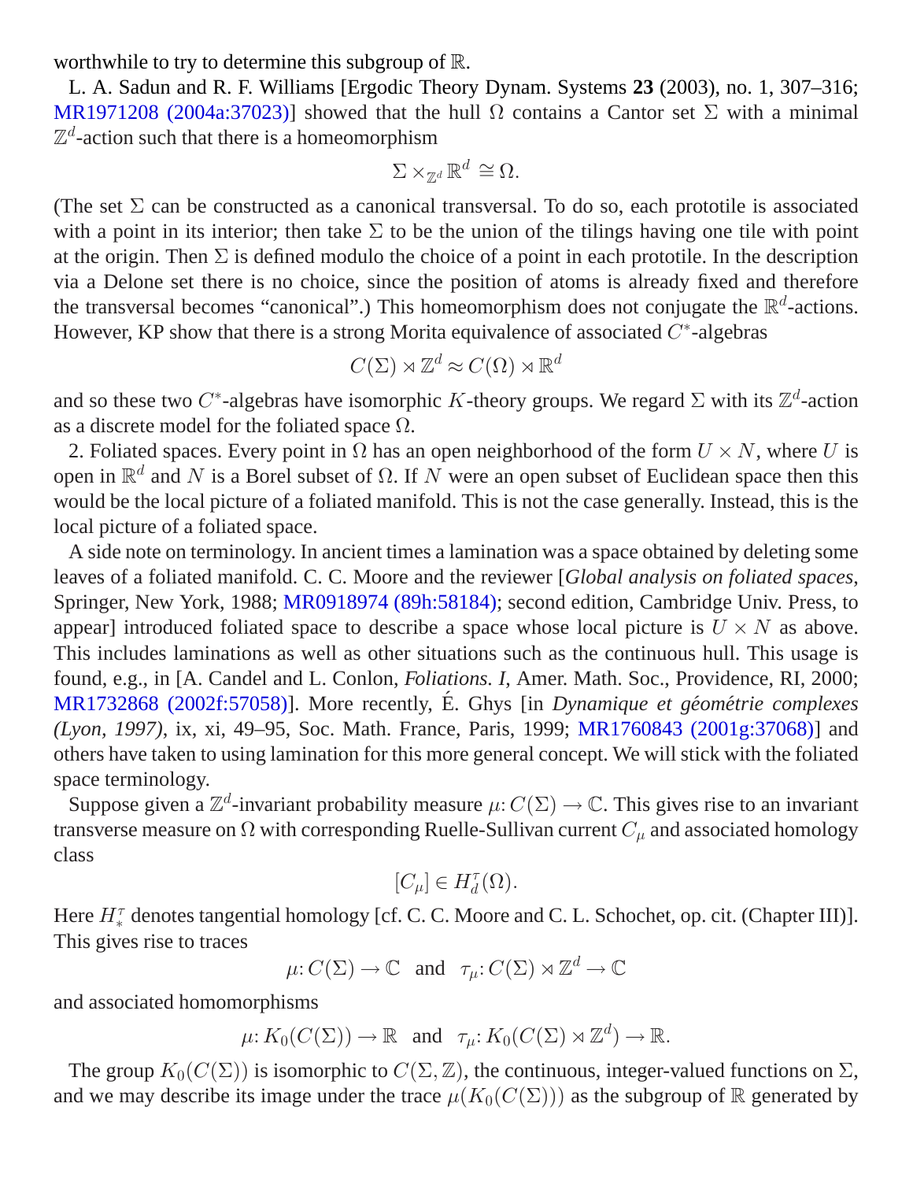worthwhile to try to determine this subgroup of $\mathbb{R}$.

L. A. Sadun and R. F. Williams [Ergodic Theory Dynam. Systems **23** (2003), no. 1, 307–316; MR1971208 (2004a:37023)] showed that the hull $\Omega$ contains a Cantor set $\Sigma$ with a minimal $\mathbb{Z}^d$-action such that there is a homeomorphism

$$\Sigma \times_{\mathbb{Z}^d} \mathbb{R}^d \cong \Omega.$$

(The set $\Sigma$ can be constructed as a canonical transversal. To do so, each prototile is associated with a point in its interior; then take $\Sigma$ to be the union of the tilings having one tile with point at the origin. Then $\Sigma$ is defined modulo the choice of a point in each prototile. In the description via a Delone set there is no choice, since the position of atoms is already fixed and therefore the transversal becomes "canonical".) This homeomorphism does not conjugate the $\mathbb{R}^d$-actions. However, KP show that there is a strong Morita equivalence of associated $C^*$-algebras

$$C(\Sigma) \rtimes \mathbb{Z}^d \approx C(\Omega) \rtimes \mathbb{R}^d$$

and so these two $C^*$-algebras have isomorphic $K$-theory groups. We regard $\Sigma$ with its $\mathbb{Z}^d$-action as a discrete model for the foliated space $\Omega$.

2. Foliated spaces. Every point in $\Omega$ has an open neighborhood of the form $U \times N$, where $U$ is open in $\mathbb{R}^d$ and $N$ is a Borel subset of $\Omega$. If $N$ were an open subset of Euclidean space then this would be the local picture of a foliated manifold. This is not the case generally. Instead, this is the local picture of a foliated space.

A side note on terminology. In ancient times a lamination was a space obtained by deleting some leaves of a foliated manifold. C. C. Moore and the reviewer [*Global analysis on foliated spaces*, Springer, New York, 1988; MR0918974 (89h:58184); second edition, Cambridge Univ. Press, to appear] introduced foliated space to describe a space whose local picture is $U \times N$ as above. This includes laminations as well as other situations such as the continuous hull. This usage is found, e.g., in [A. Candel and L. Conlon, *Foliations. I*, Amer. Math. Soc., Providence, RI, 2000; MR1732868 (2002f:57058)]. More recently, É. Ghys [in *Dynamique et géométrie complexes (Lyon, 1997)*, ix, xi, 49–95, Soc. Math. France, Paris, 1999; MR1760843 (2001g:37068)] and others have taken to using lamination for this more general concept. We will stick with the foliated space terminology.

Suppose given a $\mathbb{Z}^d$-invariant probability measure $\mu \colon C(\Sigma) \to \mathbb{C}$. This gives rise to an invariant transverse measure on $\Omega$ with corresponding Ruelle-Sullivan current $C_\mu$ and associated homology class

$$[C_\mu] \in H_d^\tau(\Omega).$$

Here $H_*^\tau$ denotes tangential homology [cf. C. C. Moore and C. L. Schochet, op. cit. (Chapter III)]. This gives rise to traces

$$\mu \colon C(\Sigma) \to \mathbb{C} \quad \text{and} \quad \tau_\mu \colon C(\Sigma) \rtimes \mathbb{Z}^d \to \mathbb{C}$$

and associated homomorphisms

$$\mu \colon K_0(C(\Sigma)) \to \mathbb{R} \quad \text{and} \quad \tau_\mu \colon K_0(C(\Sigma) \rtimes \mathbb{Z}^d) \to \mathbb{R}.$$

The group $K_0(C(\Sigma))$ is isomorphic to $C(\Sigma, \mathbb{Z})$, the continuous, integer-valued functions on $\Sigma$, and we may describe its image under the trace $\mu(K_0(C(\Sigma)))$ as the subgroup of $\mathbb{R}$ generated by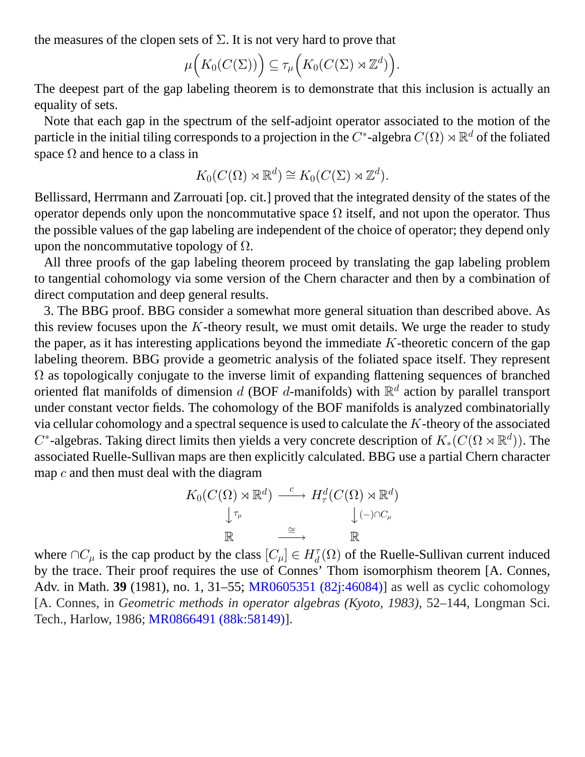the measures of the clopen sets of $\Sigma$. It is not very hard to prove that

$$\mu\Big(K_0(C(\Sigma))\Big) \subseteq \tau_\mu\Big(K_0(C(\Sigma) \rtimes \mathbb{Z}^d)\Big).$$

The deepest part of the gap labeling theorem is to demonstrate that this inclusion is actually an equality of sets.

Note that each gap in the spectrum of the self-adjoint operator associated to the motion of the particle in the initial tiling corresponds to a projection in the $C^*$-algebra $C(\Omega) \rtimes \mathbb{R}^d$ of the foliated space $\Omega$ and hence to a class in

$$K_0(C(\Omega) \rtimes \mathbb{R}^d) \cong K_0(C(\Sigma) \rtimes \mathbb{Z}^d).$$

Bellissard, Herrmann and Zarrouati [op. cit.] proved that the integrated density of the states of the operator depends only upon the noncommutative space $\Omega$ itself, and not upon the operator. Thus the possible values of the gap labeling are independent of the choice of operator; they depend only upon the noncommutative topology of $\Omega$.

All three proofs of the gap labeling theorem proceed by translating the gap labeling problem to tangential cohomology via some version of the Chern character and then by a combination of direct computation and deep general results.

3. The BBG proof. BBG consider a somewhat more general situation than described above. As this review focuses upon the $K$-theory result, we must omit details. We urge the reader to study the paper, as it has interesting applications beyond the immediate $K$-theoretic concern of the gap labeling theorem. BBG provide a geometric analysis of the foliated space itself. They represent $\Omega$ as topologically conjugate to the inverse limit of expanding flattening sequences of branched oriented flat manifolds of dimension $d$ (BOF $d$-manifolds) with $\mathbb{R}^d$ action by parallel transport under constant vector fields. The cohomology of the BOF manifolds is analyzed combinatorially via cellular cohomology and a spectral sequence is used to calculate the $K$-theory of the associated $C^*$-algebras. Taking direct limits then yields a very concrete description of $K_*(C(\Omega \rtimes \mathbb{R}^d))$. The associated Ruelle-Sullivan maps are then explicitly calculated. BBG use a partial Chern character map $c$ and then must deal with the diagram

$$\begin{array}{ccc} K_0(C(\Omega) \rtimes \mathbb{R}^d) & \xrightarrow{\ c\ } & H^d_\tau(C(\Omega) \rtimes \mathbb{R}^d) \\ \big\downarrow{\scriptstyle \tau_\mu} & & \big\downarrow{\scriptstyle (-)\cap C_\mu} \\ \mathbb{R} & \xrightarrow{\ \cong\ } & \mathbb{R} \end{array}$$

where $\cap C_\mu$ is the cap product by the class $[C_\mu] \in H^\tau_d(\Omega)$ of the Ruelle-Sullivan current induced by the trace. Their proof requires the use of Connes' Thom isomorphism theorem [A. Connes, Adv. in Math. **39** (1981), no. 1, 31–55; MR0605351 (82j:46084)] as well as cyclic cohomology [A. Connes, in *Geometric methods in operator algebras (Kyoto, 1983)*, 52–144, Longman Sci. Tech., Harlow, 1986; MR0866491 (88k:58149)].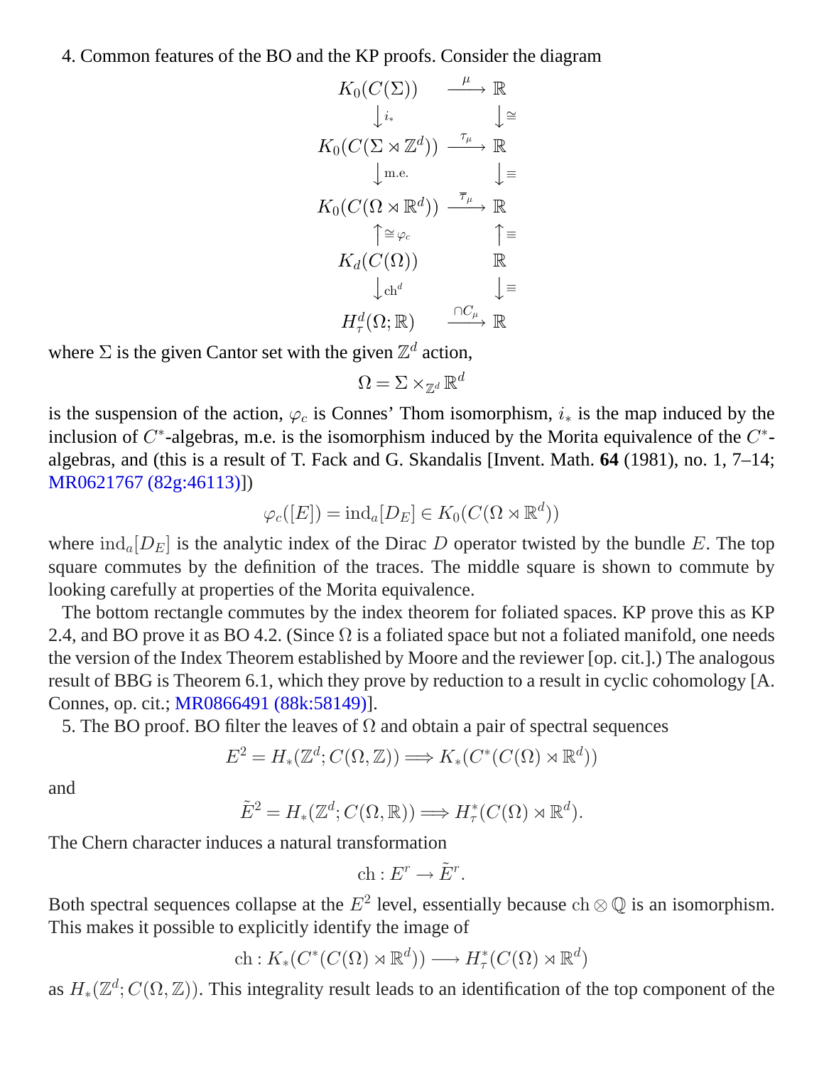4. Common features of the BO and the KP proofs. Consider the diagram

$$\begin{array}{ccc}
K_0(C(\Sigma)) & \xrightarrow{\mu} & \mathbb{R} \\
\downarrow i_* & & \downarrow \cong \\
K_0(C(\Sigma \rtimes \mathbb{Z}^d)) & \xrightarrow{\tau_\mu} & \mathbb{R} \\
\downarrow \text{m.e.} & & \downarrow \equiv \\
K_0(C(\Omega \rtimes \mathbb{R}^d)) & \xrightarrow{\overline{\tau}_\mu} & \mathbb{R} \\
\uparrow \cong \varphi_c & & \uparrow \equiv \\
K_d(C(\Omega)) & & \mathbb{R} \\
\downarrow \text{ch}^d & & \downarrow \equiv \\
H^d_\tau(\Omega; \mathbb{R}) & \xrightarrow{\cap C_\mu} & \mathbb{R}
\end{array}$$

where $\Sigma$ is the given Cantor set with the given $\mathbb{Z}^d$ action,

$$\Omega = \Sigma \times_{\mathbb{Z}^d} \mathbb{R}^d$$

is the suspension of the action, $\varphi_c$ is Connes' Thom isomorphism, $i_*$ is the map induced by the inclusion of $C^*$-algebras, m.e. is the isomorphism induced by the Morita equivalence of the $C^*$-algebras, and (this is a result of T. Fack and G. Skandalis [Invent. Math. **64** (1981), no. 1, 7–14; MR0621767 (82g:46113)])

$$\varphi_c([E]) = \text{ind}_a[D_E] \in K_0(C(\Omega \rtimes \mathbb{R}^d))$$

where $\text{ind}_a[D_E]$ is the analytic index of the Dirac $D$ operator twisted by the bundle $E$. The top square commutes by the definition of the traces. The middle square is shown to commute by looking carefully at properties of the Morita equivalence.

The bottom rectangle commutes by the index theorem for foliated spaces. KP prove this as KP 2.4, and BO prove it as BO 4.2. (Since $\Omega$ is a foliated space but not a foliated manifold, one needs the version of the Index Theorem established by Moore and the reviewer [op. cit.].) The analogous result of BBG is Theorem 6.1, which they prove by reduction to a result in cyclic cohomology [A. Connes, op. cit.; MR0866491 (88k:58149)].

5. The BO proof. BO filter the leaves of $\Omega$ and obtain a pair of spectral sequences

$$E^2 = H_*(\mathbb{Z}^d; C(\Omega, \mathbb{Z})) \Longrightarrow K_*(C^*(C(\Omega) \rtimes \mathbb{R}^d))$$

and

$$\tilde{E}^2 = H_*(\mathbb{Z}^d; C(\Omega, \mathbb{R})) \Longrightarrow H^*_\tau(C(\Omega) \rtimes \mathbb{R}^d).$$

The Chern character induces a natural transformation

$$\text{ch} : E^r \to \tilde{E}^r.$$

Both spectral sequences collapse at the $E^2$ level, essentially because $\text{ch} \otimes \mathbb{Q}$ is an isomorphism. This makes it possible to explicitly identify the image of

$$\text{ch} : K_*(C^*(C(\Omega) \rtimes \mathbb{R}^d)) \longrightarrow H^*_\tau(C(\Omega) \rtimes \mathbb{R}^d)$$

as $H_*(\mathbb{Z}^d; C(\Omega, \mathbb{Z}))$. This integrality result leads to an identification of the top component of the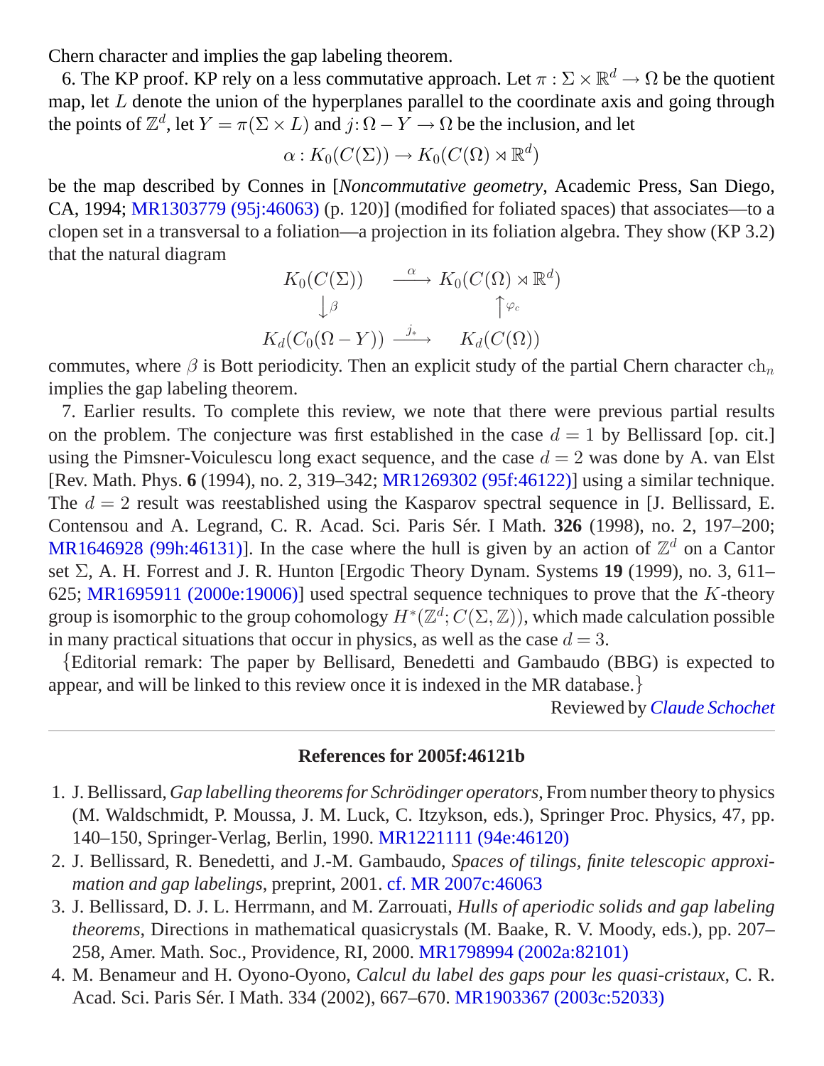Chern character and implies the gap labeling theorem.

6. The KP proof. KP rely on a less commutative approach. Let $\pi\colon \Sigma\times\mathbb{R}^d\to\Omega$ be the quotient map, let $L$ denote the union of the hyperplanes parallel to the coordinate axis and going through the points of $\mathbb{Z}^d$, let $Y=\pi(\Sigma\times L)$ and $j\colon\Omega-Y\to\Omega$ be the inclusion, and let

$$\alpha\colon K_0(C(\Sigma))\to K_0(C(\Omega)\rtimes\mathbb{R}^d)$$

be the map described by Connes in [*Noncommutative geometry*, Academic Press, San Diego, CA, 1994; MR1303779 (95j:46063) (p. 120)] (modified for foliated spaces) that associates—to a clopen set in a transversal to a foliation—a projection in its foliation algebra. They show (KP 3.2) that the natural diagram

$$\begin{array}{ccc} K_0(C(\Sigma)) & \xrightarrow{\alpha} & K_0(C(\Omega)\rtimes\mathbb{R}^d) \\ \downarrow{\scriptstyle\beta} & & \uparrow{\scriptstyle\varphi_c} \\ K_d(C_0(\Omega-Y)) & \xrightarrow{j_*} & K_d(C(\Omega)) \end{array}$$

commutes, where $\beta$ is Bott periodicity. Then an explicit study of the partial Chern character $\mathrm{ch}_n$ implies the gap labeling theorem.

7. Earlier results. To complete this review, we note that there were previous partial results on the problem. The conjecture was first established in the case $d=1$ by Bellissard [op. cit.] using the Pimsner-Voiculescu long exact sequence, and the case $d=2$ was done by A. van Elst [Rev. Math. Phys. **6** (1994), no. 2, 319–342; MR1269302 (95f:46122)] using a similar technique. The $d=2$ result was reestablished using the Kasparov spectral sequence in [J. Bellissard, E. Contensou and A. Legrand, C. R. Acad. Sci. Paris Sér. I Math. **326** (1998), no. 2, 197–200; MR1646928 (99h:46131)]. In the case where the hull is given by an action of $\mathbb{Z}^d$ on a Cantor set $\Sigma$, A. H. Forrest and J. R. Hunton [Ergodic Theory Dynam. Systems **19** (1999), no. 3, 611–625; MR1695911 (2000e:19006)] used spectral sequence techniques to prove that the $K$-theory group is isomorphic to the group cohomology $H^*(\mathbb{Z}^d;C(\Sigma,\mathbb{Z}))$, which made calculation possible in many practical situations that occur in physics, as well as the case $d=3$.

{Editorial remark: The paper by Bellisard, Benedetti and Gambaudo (BBG) is expected to appear, and will be linked to this review once it is indexed in the MR database.}

Reviewed by *Claude Schochet*

---

**References for 2005f:46121b**

1. J. Bellissard, *Gap labelling theorems for Schrödinger operators*, From number theory to physics (M. Waldschmidt, P. Moussa, J. M. Luck, C. Itzykson, eds.), Springer Proc. Physics, 47, pp. 140–150, Springer-Verlag, Berlin, 1990. MR1221111 (94e:46120)
2. J. Bellissard, R. Benedetti, and J.-M. Gambaudo, *Spaces of tilings, finite telescopic approximation and gap labelings*, preprint, 2001. cf. MR 2007c:46063
3. J. Bellissard, D. J. L. Herrmann, and M. Zarrouati, *Hulls of aperiodic solids and gap labeling theorems*, Directions in mathematical quasicrystals (M. Baake, R. V. Moody, eds.), pp. 207–258, Amer. Math. Soc., Providence, RI, 2000. MR1798994 (2002a:82101)
4. M. Benameur and H. Oyono-Oyono, *Calcul du label des gaps pour les quasi-cristaux*, C. R. Acad. Sci. Paris Sér. I Math. 334 (2002), 667–670. MR1903367 (2003c:52033)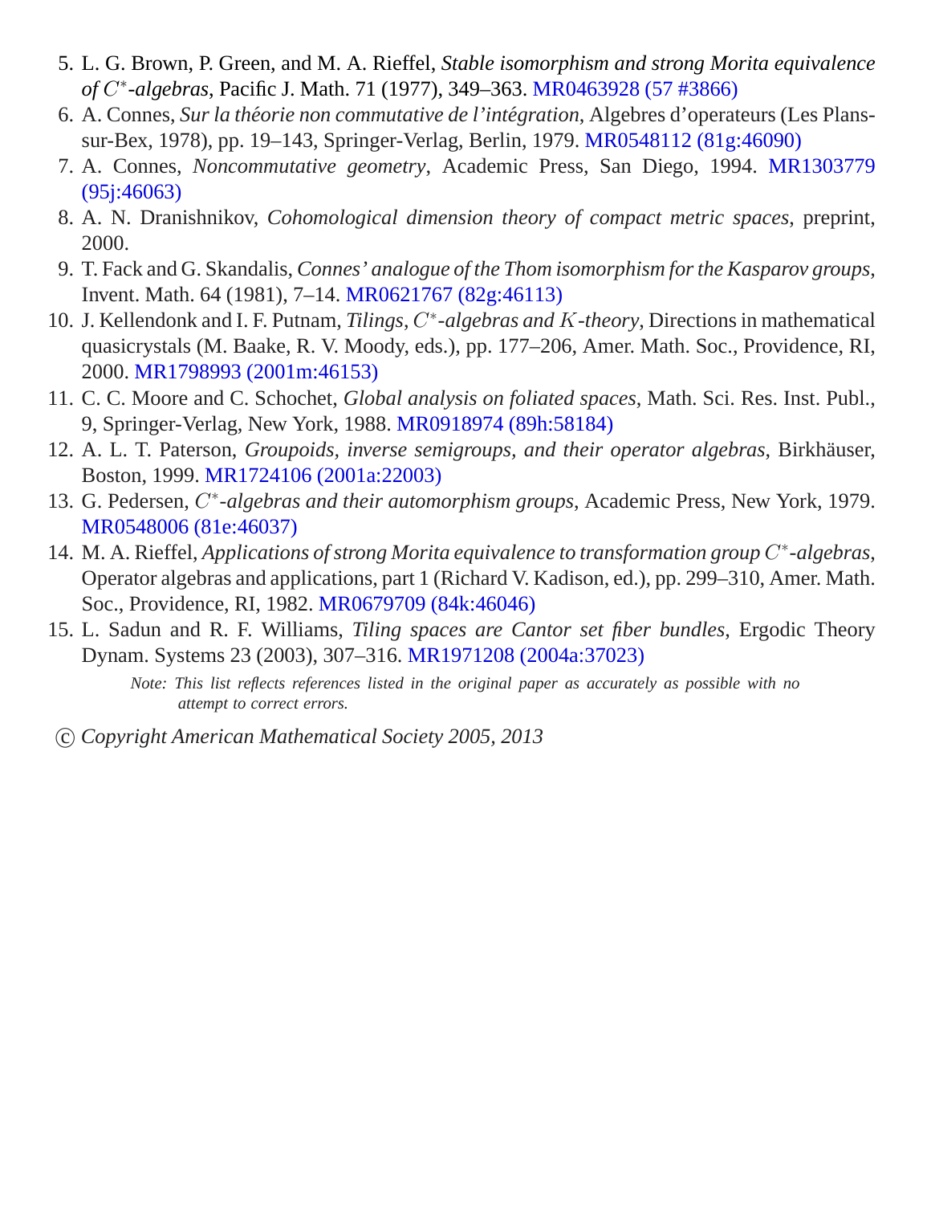5. L. G. Brown, P. Green, and M. A. Rieffel, *Stable isomorphism and strong Morita equivalence of $C^*$-algebras*, Pacific J. Math. 71 (1977), 349–363. MR0463928 (57 #3866)
6. A. Connes, *Sur la théorie non commutative de l'intégration*, Algebres d'operateurs (Les Plans-sur-Bex, 1978), pp. 19–143, Springer-Verlag, Berlin, 1979. MR0548112 (81g:46090)
7. A. Connes, *Noncommutative geometry*, Academic Press, San Diego, 1994. MR1303779 (95j:46063)
8. A. N. Dranishnikov, *Cohomological dimension theory of compact metric spaces*, preprint, 2000.
9. T. Fack and G. Skandalis, *Connes' analogue of the Thom isomorphism for the Kasparov groups*, Invent. Math. 64 (1981), 7–14. MR0621767 (82g:46113)
10. J. Kellendonk and I. F. Putnam, *Tilings, $C^*$-algebras and $K$-theory*, Directions in mathematical quasicrystals (M. Baake, R. V. Moody, eds.), pp. 177–206, Amer. Math. Soc., Providence, RI, 2000. MR1798993 (2001m:46153)
11. C. C. Moore and C. Schochet, *Global analysis on foliated spaces*, Math. Sci. Res. Inst. Publ., 9, Springer-Verlag, New York, 1988. MR0918974 (89h:58184)
12. A. L. T. Paterson, *Groupoids, inverse semigroups, and their operator algebras*, Birkhäuser, Boston, 1999. MR1724106 (2001a:22003)
13. G. Pedersen, *$C^*$-algebras and their automorphism groups*, Academic Press, New York, 1979. MR0548006 (81e:46037)
14. M. A. Rieffel, *Applications of strong Morita equivalence to transformation group $C^*$-algebras*, Operator algebras and applications, part 1 (Richard V. Kadison, ed.), pp. 299–310, Amer. Math. Soc., Providence, RI, 1982. MR0679709 (84k:46046)
15. L. Sadun and R. F. Williams, *Tiling spaces are Cantor set fiber bundles*, Ergodic Theory Dynam. Systems 23 (2003), 307–316. MR1971208 (2004a:37023)

*Note: This list reflects references listed in the original paper as accurately as possible with no attempt to correct errors.*

© *Copyright American Mathematical Society 2005, 2013*